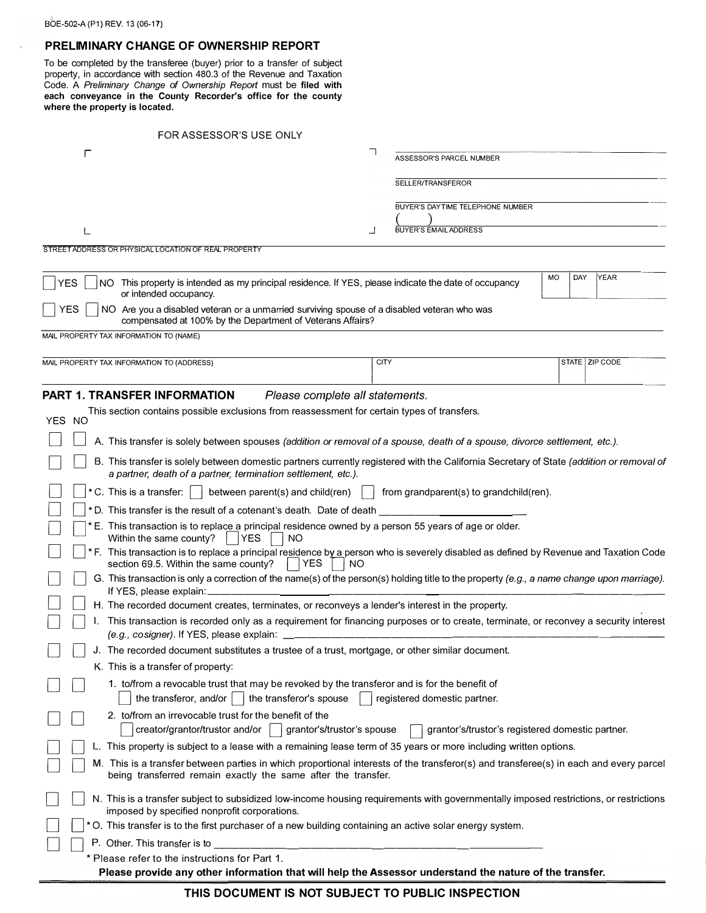BOE-502-A (P1) REV. 13 (06-17)

# PRELIMINARY CHANGE OF OWNERSHIP REPORT

To be completed by the transferee (buyer) prior to a transfer of subject property, in accordance with section 480.3 of the Revenue and Taxation Code. A *Preliminary Change of Ownership Report* must be **filed with each conveyance in the County Recorder's office for the county where the property is located.**

FOR ASSESSOR'S USE ONLY

ASSESSOR'S PARCEL NUMBER

SELLER/TRANSFEROR

BUYER'S DAYTIME TELEPHONE NUMBER
( )

BUYER'S EMAIL ADDRESS

STREET ADDRESS OR PHYSICAL LOCATION OF REAL PROPERTY

☐ YES ☐ NO This property is intended as my principal residence. If YES, please indicate the date of occupancy or intended occupancy. | MO | DAY | YEAR |

☐ YES ☐ NO Are you a disabled veteran or a unmarried surviving spouse of a disabled veteran who was compensated at 100% by the Department of Veterans Affairs?

MAIL PROPERTY TAX INFORMATION TO (NAME)

| MAIL PROPERTY TAX INFORMATION TO (ADDRESS) | CITY | STATE | ZIP CODE |
|---|---|---|---|
| | | | |

## PART 1. TRANSFER INFORMATION *Please complete all statements.*

This section contains possible exclusions from reassessment for certain types of transfers.

| YES | NO | |
|---|---|---|
| ☐ | ☐ | A. This transfer is solely between spouses *(addition or removal of a spouse, death of a spouse, divorce settlement, etc.).* |
| ☐ | ☐ | B. This transfer is solely between domestic partners currently registered with the California Secretary of State *(addition or removal of a partner, death of a partner, termination settlement, etc.).* |
| ☐ | ☐ | * C. This is a transfer: ☐ between parent(s) and child(ren) ☐ from grandparent(s) to grandchild(ren). |
| ☐ | ☐ | * D. This transfer is the result of a cotenant's death. Date of death ______________ |
| ☐ | ☐ | * E. This transaction is to replace a principal residence owned by a person 55 years of age or older. Within the same county? ☐ YES ☐ NO |
| ☐ | ☐ | * F. This transaction is to replace a principal residence by a person who is severely disabled as defined by Revenue and Taxation Code section 69.5. Within the same county? ☐ YES ☐ NO |
| ☐ | ☐ | G. This transaction is only a correction of the name(s) of the person(s) holding title to the property *(e.g., a name change upon marriage).* If YES, please explain: ______________ |
| ☐ | ☐ | H. The recorded document creates, terminates, or reconveys a lender's interest in the property. |
| ☐ | ☐ | I. This transaction is recorded only as a requirement for financing purposes or to create, terminate, or reconvey a security interest *(e.g., cosigner).* If YES, please explain: ______________ |
| ☐ | ☐ | J. The recorded document substitutes a trustee of a trust, mortgage, or other similar document. |
| | | K. This is a transfer of property: |
| ☐ | ☐ | 1. to/from a revocable trust that may be revoked by the transferor and is for the benefit of ☐ the transferor, and/or ☐ the transferor's spouse ☐ registered domestic partner. |
| ☐ | ☐ | 2. to/from an irrevocable trust for the benefit of the ☐ creator/grantor/trustor and/or ☐ grantor's/trustor's spouse ☐ grantor's/trustor's registered domestic partner. |
| ☐ | ☐ | L. This property is subject to a lease with a remaining lease term of 35 years or more including written options. |
| ☐ | ☐ | M. This is a transfer between parties in which proportional interests of the transferor(s) and transferee(s) in each and every parcel being transferred remain exactly the same after the transfer. |
| ☐ | ☐ | N. This is a transfer subject to subsidized low-income housing requirements with governmentally imposed restrictions, or restrictions imposed by specified nonprofit corporations. |
| ☐ | ☐ | * O. This transfer is to the first purchaser of a new building containing an active solar energy system. |
| ☐ | ☐ | P. Other. This transfer is to ______________ |

\* Please refer to the instructions for Part 1.

**Please provide any other information that will help the Assessor understand the nature of the transfer.**

**THIS DOCUMENT IS NOT SUBJECT TO PUBLIC INSPECTION**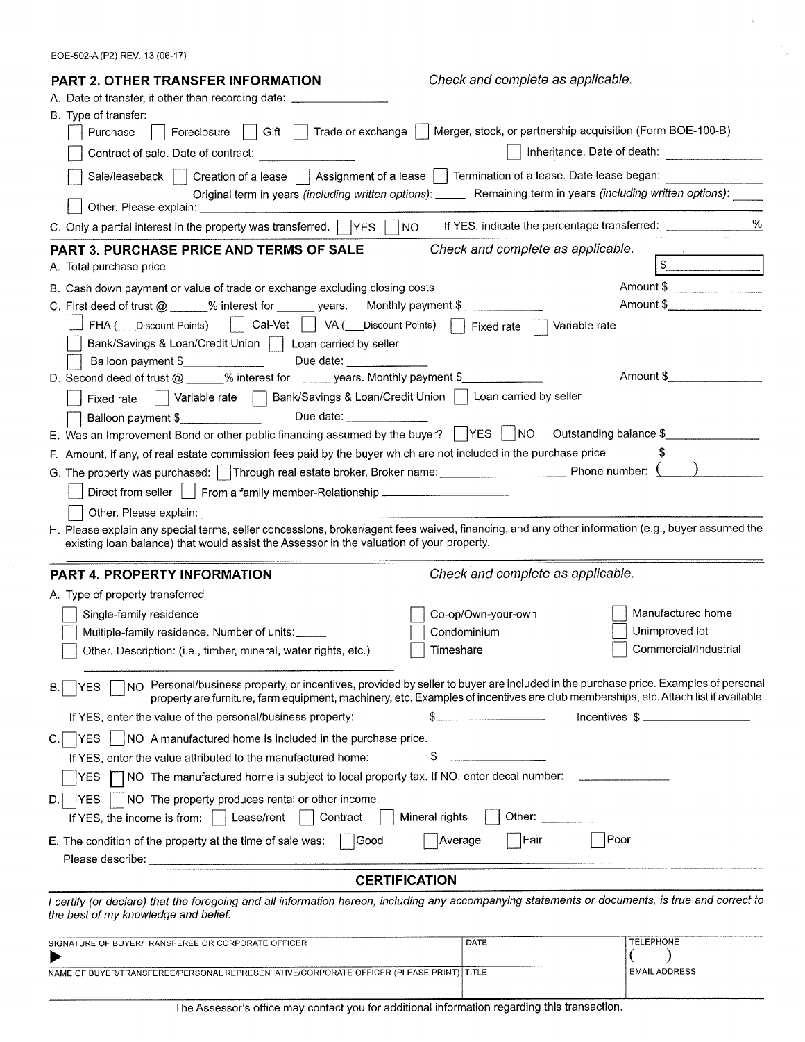BOE-502-A (P2) REV. 13 (06-17)

## PART 2. OTHER TRANSFER INFORMATION

*Check and complete as applicable.*

A. Date of transfer, if other than recording date: ______________

B. Type of transfer:

☐ Purchase ☐ Foreclosure ☐ Gift ☐ Trade or exchange ☐ Merger, stock, or partnership acquisition (Form BOE-100-B)

☐ Contract of sale. Date of contract: ______________ ☐ Inheritance. Date of death: ______________

☐ Sale/leaseback ☐ Creation of a lease ☐ Assignment of a lease ☐ Termination of a lease. Date lease began: ______________

Original term in years *(including written options)*: _____ Remaining term in years *(including written options)*: _____

☐ Other. Please explain: ______________

C. Only a partial interest in the property was transferred. ☐ YES ☐ NO If YES, indicate the percentage transferred: ______________ %

## PART 3. PURCHASE PRICE AND TERMS OF SALE

*Check and complete as applicable.*

A. Total purchase price $______________

B. Cash down payment or value of trade or exchange excluding closing costs Amount $______________

C. First deed of trust @ ______% interest for ______ years. Monthly payment $______________ Amount $______________

☐ FHA (___Discount Points) ☐ Cal-Vet ☐ VA (___Discount Points) ☐ Fixed rate ☐ Variable rate

☐ Bank/Savings & Loan/Credit Union ☐ Loan carried by seller

☐ Balloon payment $______________ Due date: ______________

D. Second deed of trust @ ______% interest for ______ years. Monthly payment $______________ Amount $______________

☐ Fixed rate ☐ Variable rate ☐ Bank/Savings & Loan/Credit Union ☐ Loan carried by seller

☐ Balloon payment $______________ Due date: ______________

E. Was an Improvement Bond or other public financing assumed by the buyer? ☐ YES ☐ NO Outstanding balance $______________

F. Amount, if any, of real estate commission fees paid by the buyer which are not included in the purchase price $______________

G. The property was purchased: ☐ Through real estate broker. Broker name: ______________ Phone number: ( )______________

☐ Direct from seller ☐ From a family member-Relationship ______________

☐ Other. Please explain: ______________

H. Please explain any special terms, seller concessions, broker/agent fees waived, financing, and any other information (e.g., buyer assumed the existing loan balance) that would assist the Assessor in the valuation of your property.

## PART 4. PROPERTY INFORMATION

*Check and complete as applicable.*

A. Type of property transferred

☐ Single-family residence ☐ Co-op/Own-your-own ☐ Manufactured home

☐ Multiple-family residence. Number of units: _____ ☐ Condominium ☐ Unimproved lot

☐ Other. Description: (i.e., timber, mineral, water rights, etc.) ☐ Timeshare ☐ Commercial/Industrial

______________

B. ☐ YES ☐ NO Personal/business property, or incentives, provided by seller to buyer are included in the purchase price. Examples of personal property are furniture, farm equipment, machinery, etc. Examples of incentives are club memberships, etc. Attach list if available.

If YES, enter the value of the personal/business property: $______________ Incentives $______________

C. ☐ YES ☐ NO A manufactured home is included in the purchase price.

If YES, enter the value attributed to the manufactured home: $______________

☐ YES ☐ NO The manufactured home is subject to local property tax. If NO, enter decal number: ______________

D. ☐ YES ☐ NO The property produces rental or other income.

If YES, the income is from: ☐ Lease/rent ☐ Contract ☐ Mineral rights ☐ Other: ______________

E. The condition of the property at the time of sale was: ☐ Good ☐ Average ☐ Fair ☐ Poor

Please describe: ______________

## CERTIFICATION

*I certify (or declare) that the foregoing and all information hereon, including any accompanying statements or documents, is true and correct to the best of my knowledge and belief.*

| SIGNATURE OF BUYER/TRANSFEREE OR CORPORATE OFFICER | DATE | TELEPHONE |
|---|---|---|
| ▶ | | ( ) |
| NAME OF BUYER/TRANSFEREE/PERSONAL REPRESENTATIVE/CORPORATE OFFICER (PLEASE PRINT) | TITLE | EMAIL ADDRESS |
| | | |

The Assessor's office may contact you for additional information regarding this transaction.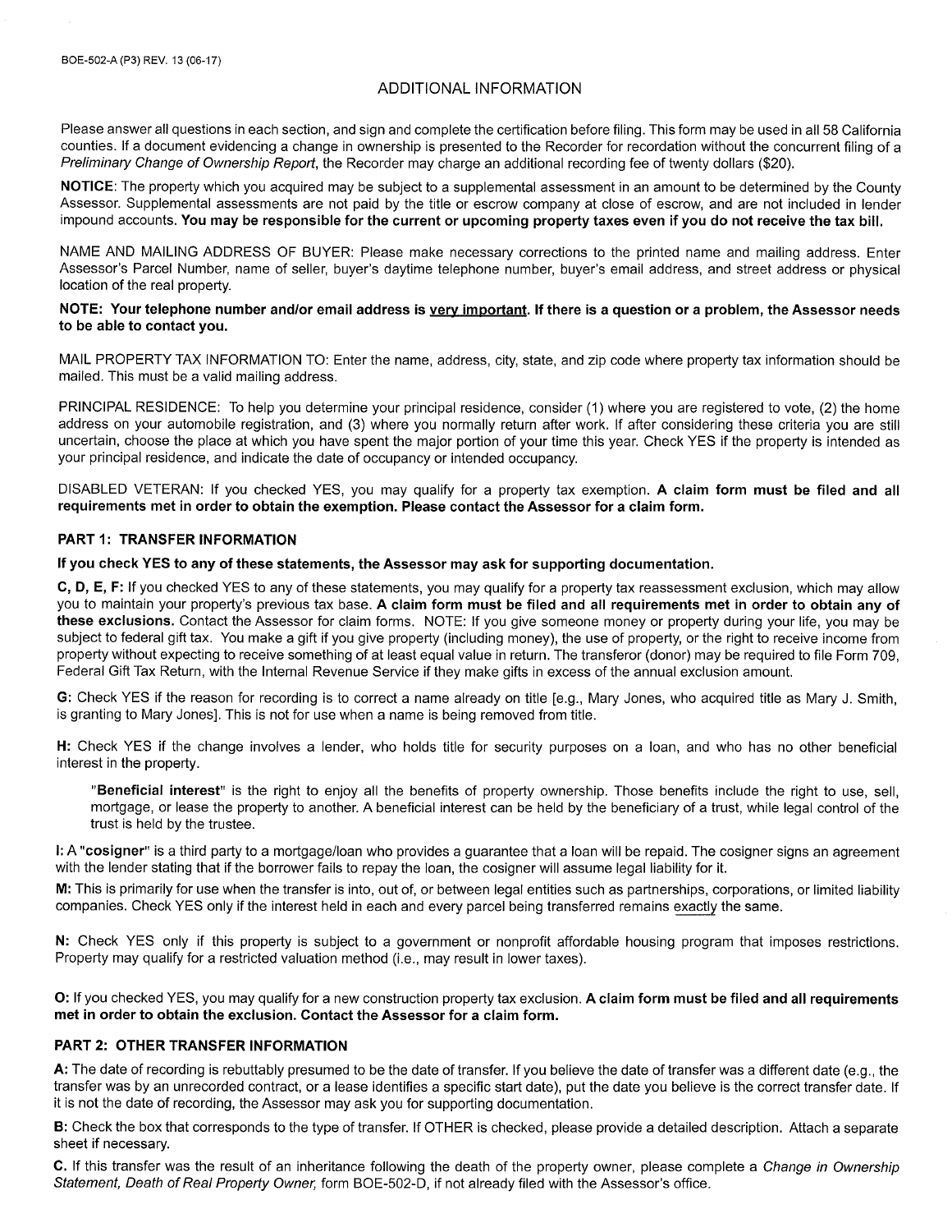## ADDITIONAL INFORMATION

Please answer all questions in each section, and sign and complete the certification before filing. This form may be used in all 58 California counties. If a document evidencing a change in ownership is presented to the Recorder for recordation without the concurrent filing of a *Preliminary Change of Ownership Report*, the Recorder may charge an additional recording fee of twenty dollars ($20).

**NOTICE**: The property which you acquired may be subject to a supplemental assessment in an amount to be determined by the County Assessor. Supplemental assessments are not paid by the title or escrow company at close of escrow, and are not included in lender impound accounts. **You may be responsible for the current or upcoming property taxes even if you do not receive the tax bill.**

NAME AND MAILING ADDRESS OF BUYER: Please make necessary corrections to the printed name and mailing address. Enter Assessor's Parcel Number, name of seller, buyer's daytime telephone number, buyer's email address, and street address or physical location of the real property.

**NOTE: Your telephone number and/or email address is <u>very important</u>. If there is a question or a problem, the Assessor needs to be able to contact you.**

MAIL PROPERTY TAX INFORMATION TO: Enter the name, address, city, state, and zip code where property tax information should be mailed. This must be a valid mailing address.

PRINCIPAL RESIDENCE: To help you determine your principal residence, consider (1) where you are registered to vote, (2) the home address on your automobile registration, and (3) where you normally return after work. If after considering these criteria you are still uncertain, choose the place at which you have spent the major portion of your time this year. Check YES if the property is intended as your principal residence, and indicate the date of occupancy or intended occupancy.

DISABLED VETERAN: If you checked YES, you may qualify for a property tax exemption. **A claim form must be filed and all requirements met in order to obtain the exemption. Please contact the Assessor for a claim form.**

### PART 1: TRANSFER INFORMATION

**If you check YES to any of these statements, the Assessor may ask for supporting documentation.**

**C, D, E, F:** If you checked YES to any of these statements, you may qualify for a property tax reassessment exclusion, which may allow you to maintain your property's previous tax base. **A claim form must be filed and all requirements met in order to obtain any of these exclusions.** Contact the Assessor for claim forms. NOTE: If you give someone money or property during your life, you may be subject to federal gift tax. You make a gift if you give property (including money), the use of property, or the right to receive income from property without expecting to receive something of at least equal value in return. The transferor (donor) may be required to file Form 709, Federal Gift Tax Return, with the Internal Revenue Service if they make gifts in excess of the annual exclusion amount.

**G:** Check YES if the reason for recording is to correct a name already on title [e.g., Mary Jones, who acquired title as Mary J. Smith, is granting to Mary Jones]. This is not for use when a name is being removed from title.

**H:** Check YES if the change involves a lender, who holds title for security purposes on a loan, and who has no other beneficial interest in the property.

> "**Beneficial interest**" is the right to enjoy all the benefits of property ownership. Those benefits include the right to use, sell, mortgage, or lease the property to another. A beneficial interest can be held by the beneficiary of a trust, while legal control of the trust is held by the trustee.

**I:** A "**cosigner**" is a third party to a mortgage/loan who provides a guarantee that a loan will be repaid. The cosigner signs an agreement with the lender stating that if the borrower fails to repay the loan, the cosigner will assume legal liability for it.

**M:** This is primarily for use when the transfer is into, out of, or between legal entities such as partnerships, corporations, or limited liability companies. Check YES only if the interest held in each and every parcel being transferred remains <u>exactly</u> the same.

**N:** Check YES only if this property is subject to a government or nonprofit affordable housing program that imposes restrictions. Property may qualify for a restricted valuation method (i.e., may result in lower taxes).

**O:** If you checked YES, you may qualify for a new construction property tax exclusion. **A claim form must be filed and all requirements met in order to obtain the exclusion. Contact the Assessor for a claim form.**

### PART 2: OTHER TRANSFER INFORMATION

**A:** The date of recording is rebuttably presumed to be the date of transfer. If you believe the date of transfer was a different date (e.g., the transfer was by an unrecorded contract, or a lease identifies a specific start date), put the date you believe is the correct transfer date. If it is not the date of recording, the Assessor may ask you for supporting documentation.

**B:** Check the box that corresponds to the type of transfer. If OTHER is checked, please provide a detailed description. Attach a separate sheet if necessary.

**C.** If this transfer was the result of an inheritance following the death of the property owner, please complete a *Change in Ownership Statement, Death of Real Property Owner,* form BOE-502-D, if not already filed with the Assessor's office.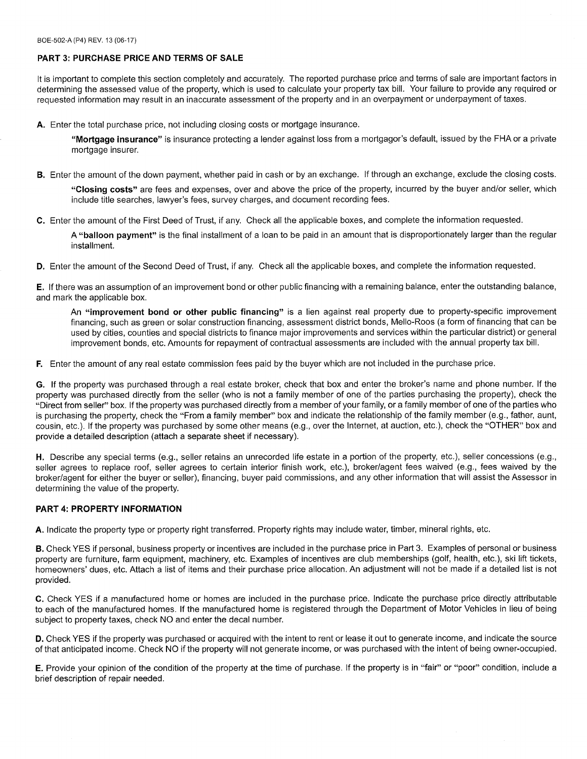## PART 3: PURCHASE PRICE AND TERMS OF SALE

It is important to complete this section completely and accurately. The reported purchase price and terms of sale are important factors in determining the assessed value of the property, which is used to calculate your property tax bill. Your failure to provide any required or requested information may result in an inaccurate assessment of the property and in an overpayment or underpayment of taxes.

**A.** Enter the total purchase price, not including closing costs or mortgage insurance.

> **"Mortgage insurance"** is insurance protecting a lender against loss from a mortgagor's default, issued by the FHA or a private mortgage insurer.

**B.** Enter the amount of the down payment, whether paid in cash or by an exchange. If through an exchange, exclude the closing costs.

> **"Closing costs"** are fees and expenses, over and above the price of the property, incurred by the buyer and/or seller, which include title searches, lawyer's fees, survey charges, and document recording fees.

**C.** Enter the amount of the First Deed of Trust, if any. Check all the applicable boxes, and complete the information requested.

> A **"balloon payment"** is the final installment of a loan to be paid in an amount that is disproportionately larger than the regular installment.

**D.** Enter the amount of the Second Deed of Trust, if any. Check all the applicable boxes, and complete the information requested.

**E.** If there was an assumption of an improvement bond or other public financing with a remaining balance, enter the outstanding balance, and mark the applicable box.

> An **"improvement bond or other public financing"** is a lien against real property due to property-specific improvement financing, such as green or solar construction financing, assessment district bonds, Mello-Roos (a form of financing that can be used by cities, counties and special districts to finance major improvements and services within the particular district) or general improvement bonds, etc. Amounts for repayment of contractual assessments are included with the annual property tax bill.

**F.** Enter the amount of any real estate commission fees paid by the buyer which are not included in the purchase price.

**G.** If the property was purchased through a real estate broker, check that box and enter the broker's name and phone number. If the property was purchased directly from the seller (who is not a family member of one of the parties purchasing the property), check the "Direct from seller" box. If the property was purchased directly from a member of your family, or a family member of one of the parties who is purchasing the property, check the "From a family member" box and indicate the relationship of the family member (e.g., father, aunt, cousin, etc.). If the property was purchased by some other means (e.g., over the Internet, at auction, etc.), check the "OTHER" box and provide a detailed description (attach a separate sheet if necessary).

**H.** Describe any special terms (e.g., seller retains an unrecorded life estate in a portion of the property, etc.), seller concessions (e.g., seller agrees to replace roof, seller agrees to certain interior finish work, etc.), broker/agent fees waived (e.g., fees waived by the broker/agent for either the buyer or seller), financing, buyer paid commissions, and any other information that will assist the Assessor in determining the value of the property.

## PART 4: PROPERTY INFORMATION

**A.** Indicate the property type or property right transferred. Property rights may include water, timber, mineral rights, etc.

**B.** Check YES if personal, business property or incentives are included in the purchase price in Part 3. Examples of personal or business property are furniture, farm equipment, machinery, etc. Examples of incentives are club memberships (golf, health, etc.), ski lift tickets, homeowners' dues, etc. Attach a list of items and their purchase price allocation. An adjustment will not be made if a detailed list is not provided.

**C.** Check YES if a manufactured home or homes are included in the purchase price. Indicate the purchase price directly attributable to each of the manufactured homes. If the manufactured home is registered through the Department of Motor Vehicles in lieu of being subject to property taxes, check NO and enter the decal number.

**D.** Check YES if the property was purchased or acquired with the intent to rent or lease it out to generate income, and indicate the source of that anticipated income. Check NO if the property will not generate income, or was purchased with the intent of being owner-occupied.

**E.** Provide your opinion of the condition of the property at the time of purchase. If the property is in "fair" or "poor" condition, include a brief description of repair needed.